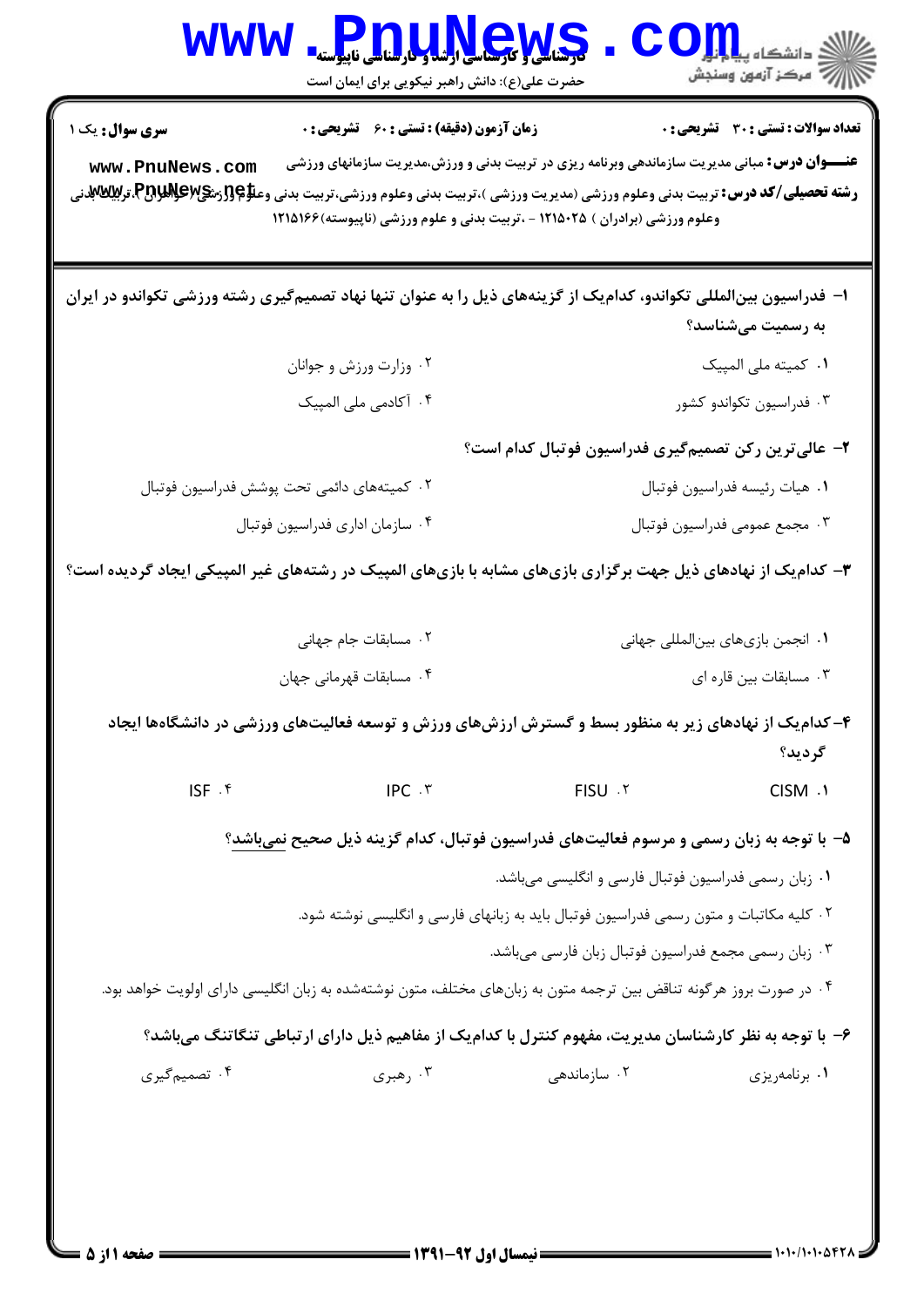کارشناسی و کارشناسی ارشد و کارشناسی ناپیوسته

حضرت علی(ع): دانش راهبر نیکویی برای ایمان است

دانشگاه پیام نور
مرکز آزمون وسنجش

**سری سوال:** یک ۱ | **زمان آزمون (دقیقه) : تستی : ۶۰ تشریحی : ۰** | **تعداد سوالات : تستی : ۳۰ تشریحی : ۰**

**عنـــوان درس:** مبانی مدیریت سازماندهی وبرنامه ریزی در تربیت بدنی و ورزش،مدیریت سازمانهای ورزشی

**رشته تحصیلی/کد درس:** تربیت بدنی وعلوم ورزشی (مدیریت ورزشی )،تربیت بدنی وعلوم ورزشی،تربیت بدنی وعلوم ورزشی (خواهران )،تربیت بدنی وعلوم ورزشی (برادران ) ۱۲۱۵۰۲۵ - ،تربیت بدنی و علوم ورزشی (ناپیوسته)۱۲۱۵۱۶۶

۱- فدراسیون بین‌المللی تکواندو، کدام‌یک از گزینه‌های ذیل را به عنوان تنها نهاد تصمیم‌گیری رشته ورزشی تکواندو در ایران به رسمیت می‌شناسد؟

۱. کمیته ملی المپیک
۲. وزارت ورزش و جوانان
۳. فدراسیون تکواندو کشور
۴. آکادمی ملی المپیک

۲- عالی‌ترین رکن تصمیم‌گیری فدراسیون فوتبال کدام است؟

۱. هیات رئیسه فدراسیون فوتبال
۲. کمیته‌های دائمی تحت پوشش فدراسیون فوتبال
۳. مجمع عمومی فدراسیون فوتبال
۴. سازمان اداری فدراسیون فوتبال

۳- کدام‌یک از نهادهای ذیل جهت برگزاری بازی‌های مشابه با بازی‌های المپیک در رشته‌های غیر المپیکی ایجاد گردیده است؟

۱. انجمن بازی‌های بین‌المللی جهانی
۲. مسابقات جام جهانی
۳. مسابقات بین قاره ای
۴. مسابقات قهرمانی جهان

۴- کدام‌یک از نهادهای زیر به منظور بسط و گسترش ارزش‌های ورزش و توسعه فعالیت‌های ورزشی در دانشگاه‌ها ایجاد گردید؟

۱. CISM
۲. FISU
۳. IPC
۴. ISF

۵- با توجه به زبان رسمی و مرسوم فعالیت‌های فدراسیون فوتبال، کدام گزینه ذیل صحیح <u>نمی‌باشد</u>؟

۱. زبان رسمی فدراسیون فوتبال فارسی و انگلیسی می‌باشد.
۲. کلیه مکاتبات و متون رسمی فدراسیون فوتبال باید به زبانهای فارسی و انگلیسی نوشته شود.
۳. زبان رسمی مجمع فدراسیون فوتبال زبان فارسی می‌باشد.
۴. در صورت بروز هرگونه تناقض بین ترجمه متون به زبان‌های مختلف، متون نوشته‌شده به زبان انگلیسی دارای اولویت خواهد بود.

۶- با توجه به نظر کارشناسان مدیریت، مفهوم کنترل با کدام‌یک از مفاهیم ذیل دارای ارتباطی تنگاتنگ می‌باشد؟

۱. برنامه‌ریزی
۲. سازماندهی
۳. رهبری
۴. تصمیم‌گیری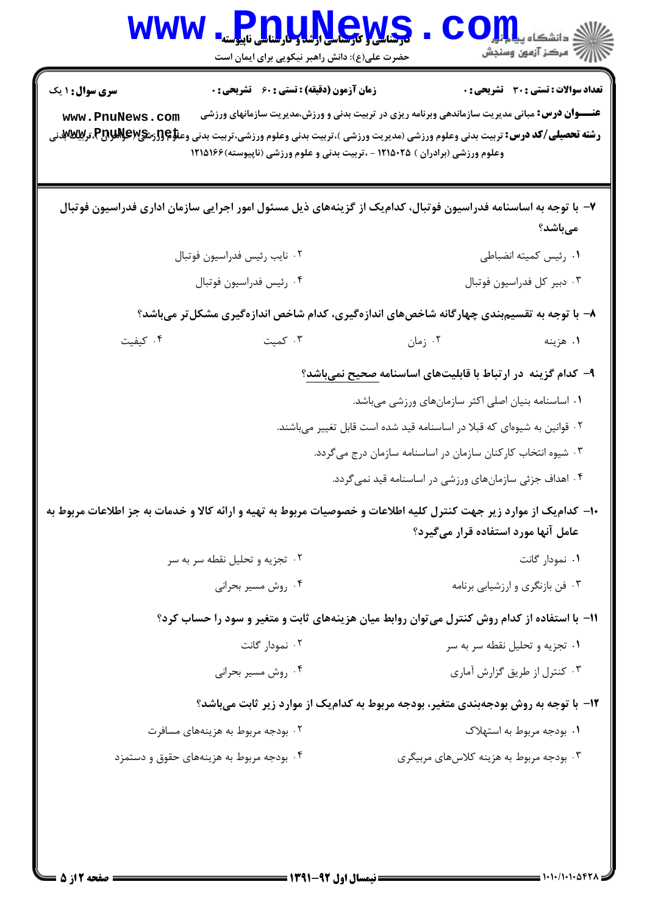**سری سوال:** ۱ یک

**زمان آزمون (دقیقه) : تستی : ۶۰ تشریحی : ۰**

**تعداد سوالات : تستی : ۳۰ تشریحی : ۰**

**عنـــوان درس:** مبانی مدیریت سازماندهی وبرنامه ریزی در تربیت بدنی و ورزش،مدیریت سازمانهای ورزشی

**رشته تحصیلی/کد درس:** تربیت بدنی وعلوم ورزشی (مدیریت ورزشی )،تربیت بدنی وعلوم ورزشی،تربیت بدنی وعلوم ورزشی (خواهران )،تربیت بدنی وعلوم ورزشی (برادران ) ۱۲۱۵۰۲۵ - ،تربیت بدنی و علوم ورزشی (ناپیوسته)۱۲۱۵۱۶۶

۷- با توجه به اساسنامه فدراسیون فوتبال، کدام‌یک از گزینه‌های ذیل مسئول امور اجرایی سازمان اداری فدراسیون فوتبال می‌باشد؟

۱. رئیس کمیته انضباطی
۲. نایب رئیس فدراسیون فوتبال
۳. دبیر کل فدراسیون فوتبال
۴. رئیس فدراسیون فوتبال

۸- با توجه به تقسیم‌بندی چهارگانه شاخص‌های اندازه‌گیری، کدام شاخص اندازه‌گیری مشکل‌تر می‌باشد؟

۱. هزینه
۲. زمان
۳. کمیت
۴. کیفیت

۹- کدام گزینه در ارتباط با قابلیت‌های اساسنامه صحیح نمی‌باشد؟

۱. اساسنامه بنیان اصلی اکثر سازمان‌های ورزشی می‌باشد.
۲. قوانین به شیوه‌ای که قبلا در اساسنامه قید شده است قابل تغییر می‌باشند.
۳. شیوه انتخاب کارکنان سازمان در اساسنامه سازمان درج می‌گردد.
۴. اهداف جزئی سازمان‌های ورزشی در اساسنامه قید نمی‌گردد.

۱۰- کدام‌یک از موارد زیر جهت کنترل کلیه اطلاعات و خصوصیات مربوط به تهیه و ارائه کالا و خدمات به جز اطلاعات مربوط به عامل آنها مورد استفاده قرار می‌گیرد؟

۱. نمودار گانت
۲. تجزیه و تحلیل نقطه سر به سر
۳. فن بازنگری و ارزشیابی برنامه
۴. روش مسیر بحرانی

۱۱- با استفاده از کدام روش کنترل می‌توان روابط میان هزینه‌های ثابت و متغیر و سود را حساب کرد؟

۱. تجزیه و تحلیل نقطه سر به سر
۲. نمودار گانت
۳. کنترل از طریق گزارش آماری
۴. روش مسیر بحرانی

۱۲- با توجه به روش بودجه‌بندی متغیر، بودجه مربوط به کدام‌یک از موارد زیر ثابت می‌باشد؟

۱. بودجه مربوط به استهلاک
۲. بودجه مربوط به هزینه‌های مسافرت
۳. بودجه مربوط به هزینه کلاس‌های مربیگری
۴. بودجه مربوط به هزینه‌های حقوق و دستمزد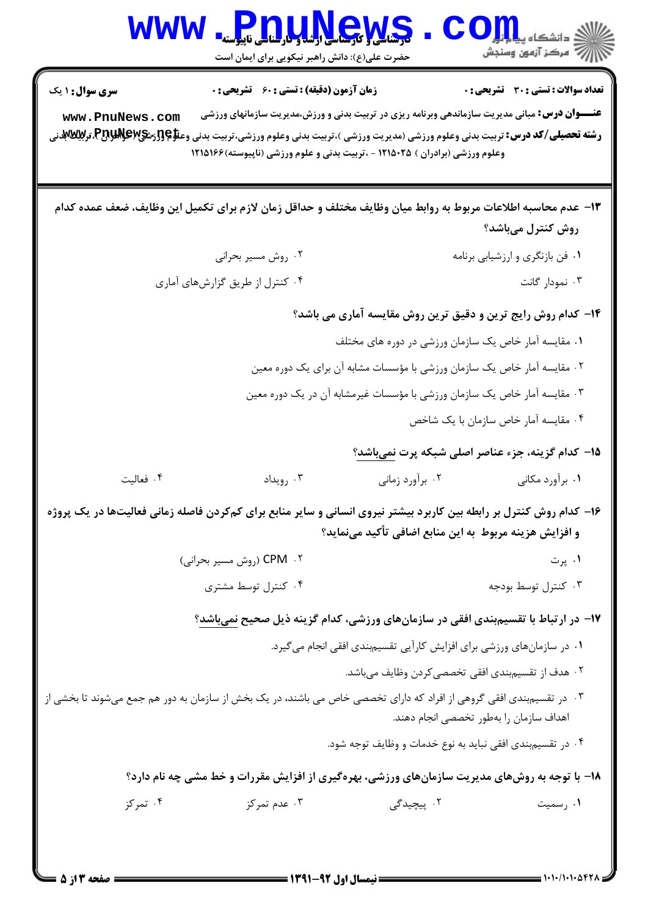**تعداد سوالات : تستی : ۳۰   تشریحی : ۰**   **زمان آزمون (دقیقه) : تستی : ۶۰   تشریحی : ۰**   **سری سوال : ۱ یک**

**عنـــوان درس:** مبانی مدیریت سازماندهی وبرنامه ریزی در تربیت بدنی و ورزش،مدیریت سازمانهای ورزشی

**رشته تحصیلی/کد درس:** تربیت بدنی وعلوم ورزشی (مدیریت ورزشی )،تربیت بدنی وعلوم ورزشی،تربیت بدنی وعلوم ورزشی (خواهران )،تربیت بدنی وعلوم ورزشی (برادران ) ۱۲۱۵۰۲۵ - ،تربیت بدنی و علوم ورزشی (ناپیوسته)۱۲۱۵۱۶۶

**۱۳- عدم محاسبه اطلاعات مربوط به روابط میان وظایف مختلف و حداقل زمان لازم برای تکمیل این وظایف، ضعف عمده کدام روش کنترل می‌باشد؟**

۱. فن بازنگری و ارزشیابی برنامه
۲. روش مسیر بحرانی
۳. نمودار گانت
۴. کنترل از طریق گزارش‌های آماری

**۱۴- کدام روش رایج ترین و دقیق ترین روش مقایسه آماری می باشد؟**

۱. مقایسه آمار خاص یک سازمان ورزشی در دوره های مختلف
۲. مقایسه آمار خاص یک سازمان ورزشی با مؤسسات مشابه آن برای یک دوره معین
۳. مقایسه آمار خاص یک سازمان ورزشی با مؤسسات غیرمشابه آن در یک دوره معین
۴. مقایسه آمار خاص سازمان با یک شاخص

**۱۵- کدام گزینه، جزء عناصر اصلی شبکه پرت نمی‌باشد؟**

۱. برآورد مکانی
۲. برآورد زمانی
۳. رویداد
۴. فعالیت

**۱۶- کدام روش کنترل بر رابطه بین کاربرد بیشتر نیروی انسانی و سایر منابع برای کم‌کردن فاصله زمانی فعالیت‌ها در یک پروژه و افزایش هزینه مربوط به این منابع اضافی تأکید می‌نماید؟**

۱. پرت
۲. CPM (روش مسیر بحرانی)
۳. کنترل توسط بودجه
۴. کنترل توسط مشتری

**۱۷- در ارتباط با تقسیم‌بندی افقی در سازمان‌های ورزشی، کدام گزینه ذیل صحیح نمی‌باشد؟**

۱. در سازمان‌های ورزشی برای افزایش کارآیی تقسیم‌بندی افقی انجام می‌گیرد.
۲. هدف از تقسیم‌بندی افقی تخصصی‌کردن وظایف می‌باشد.
۳. در تقسیم‌بندی افقی گروهی از افراد که دارای تخصصی خاص می باشند، در یک بخش از سازمان به دور هم جمع می‌شوند تا بخشی از اهداف سازمان را به‌طور تخصصی انجام دهند.
۴. در تقسیم‌بندی افقی نباید به نوع خدمات و وظایف توجه شود.

**۱۸- با توجه به روش‌های مدیریت سازمان‌های ورزشی، بهره‌گیری از افزایش مقررات و خط مشی چه نام دارد؟**

۱. رسمیت
۲. پیچیدگی
۳. عدم تمرکز
۴. تمرکز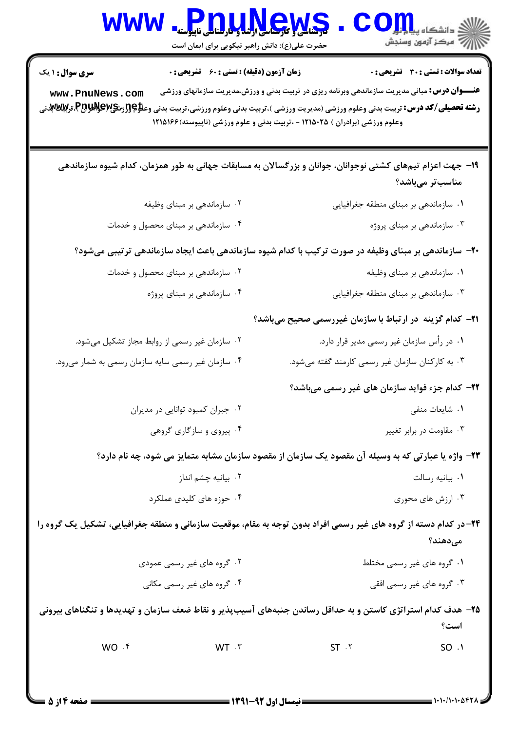**سری سوال:** ۱ یک

**زمان آزمون (دقیقه) : تستی : ۶۰ تشریحی : ۰**

**تعداد سوالات : تستی : ۳۰ تشریحی : ۰**

**عنـــوان درس:** مبانی مدیریت سازماندهی وبرنامه ریزی در تربیت بدنی و ورزش،مدیریت سازمانهای ورزشی

**رشته تحصیلی/کد درس:** تربیت بدنی وعلوم ورزشی (مدیریت ورزشی )،تربیت بدنی وعلوم ورزشی،تربیت بدنی وعلوم ورزشی (خواهران )،تربیت بدنی وعلوم ورزشی (برادران ) ۱۲۱۵۰۲۵ - ،تربیت بدنی و علوم ورزشی (ناپیوسته)۱۲۱۵۱۶۶

**۱۹- جهت اعزام تیم‌های کشتی نوجوانان، جوانان و بزرگسالان به مسابقات جهانی به طور همزمان، کدام شیوه سازماندهی مناسب‌تر می‌باشد؟**

۱. سازماندهی بر مبنای منطقه جغرافیایی
۲. سازماندهی بر مبنای وظیفه
۳. سازماندهی بر مبنای پروژه
۴. سازماندهی بر مبنای محصول و خدمات

**۲۰- سازماندهی بر مبنای وظیفه در صورت ترکیب با کدام شیوه سازماندهی باعث ایجاد سازماندهی ترتیبی می‌شود؟**

۱. سازماندهی بر مبنای وظیفه
۲. سازماندهی بر مبنای محصول و خدمات
۳. سازماندهی بر مبنای منطقه جغرافیایی
۴. سازماندهی بر مبنای پروژه

**۲۱- کدام گزینه در ارتباط با سازمان غیررسمی صحیح می‌باشد؟**

۱. در رأس سازمان غیر رسمی مدیر قرار دارد.
۲. سازمان غیر رسمی از روابط مجاز تشکیل می‌شود.
۳. به کارکنان سازمان غیر رسمی کارمند گفته می‌شود.
۴. سازمان غیر رسمی سایه سازمان رسمی به شمار می‌رود.

**۲۲- کدام جزء فواید سازمان های غیر رسمی می‌باشد؟**

۱. شایعات منفی
۲. جبران کمبود توانایی در مدیران
۳. مقاومت در برابر تغییر
۴. پیروی و سازگاری گروهی

**۲۳- واژه یا عبارتی که به وسیله آن مقصود یک سازمان از مقصود سازمان مشابه متمایز می شود، چه نام دارد؟**

۱. بیانیه رسالت
۲. بیانیه چشم انداز
۳. ارزش های محوری
۴. حوزه های کلیدی عملکرد

**۲۴- در کدام دسته از گروه های غیر رسمی افراد بدون توجه به مقام، موقعیت سازمانی و منطقه جغرافیایی، تشکیل یک گروه را می‌دهند؟**

۱. گروه های غیر رسمی مختلط
۲. گروه های غیر رسمی عمودی
۳. گروه های غیر رسمی افقی
۴. گروه های غیر رسمی مکانی

**۲۵- هدف کدام استراتژی کاستن و به حداقل رساندن جنبه‌های آسیب‌پذیر و نقاط ضعف سازمان و تهدیدها و تنگناهای بیرونی است؟**

۱. SO
۲. ST
۳. WT
۴. WO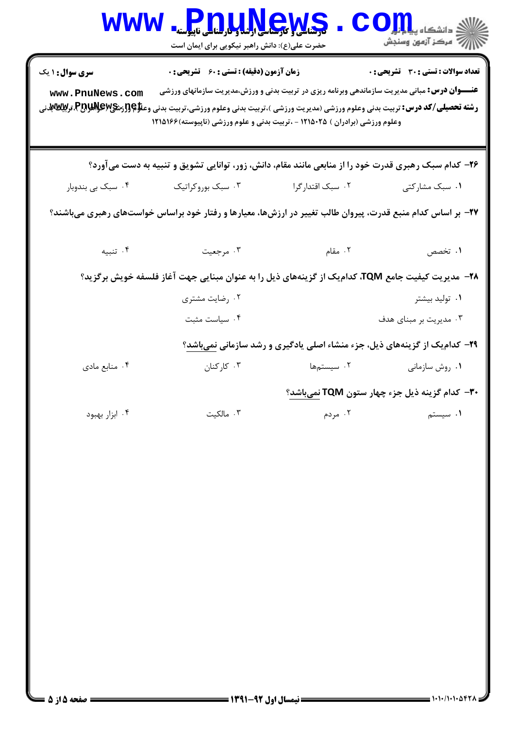**سری سوال:** ۱ یک

**زمان آزمون (دقیقه) : تستی : ۶۰ تشریحی : ۰**

**تعداد سوالات : تستی : ۳۰ تشریحی : ۰**

**عنـــوان درس:** مبانی مدیریت سازماندهی وبرنامه ریزی در تربیت بدنی و ورزش،مدیریت سازمانهای ورزشی

**رشته تحصیلی/کد درس:** تربیت بدنی وعلوم ورزشی (مدیریت ورزشی )،تربیت بدنی وعلوم ورزشی،تربیت بدنی وعلوم ورزشی (خواهران )،تربیت بدنی وعلوم ورزشی (برادران ) ۱۲۱۵۰۲۵ - ،تربیت بدنی و علوم ورزشی (ناپیوسته)۱۲۱۵۱۶۶

۲۶- کدام سبک رهبری قدرت خود را از منابعی مانند مقام، دانش، زور، توانایی تشویق و تنبیه به دست می‌آورد؟

۱. سبک مشارکتی ۲. سبک اقتدارگرا ۳. سبک بوروکراتیک ۴. سبک بی بندوبار

۲۷- بر اساس کدام منبع قدرت، پیروان طالب تغییر در ارزش‌ها، معیارها و رفتار خود براساس خواسته‌های رهبری می‌باشند؟

۱. تخصص ۲. مقام ۳. مرجعیت ۴. تنبیه

۲۸- مدیریت کیفیت جامع TQM، کدام‌یک از گزینه‌های ذیل را به عنوان مبنایی جهت آغاز فلسفه خویش برگزید؟

۱. تولید بیشتر ۲. رضایت مشتری

۳. مدیریت بر مبنای هدف ۴. سیاست مثبت

۲۹- کدام‌یک از گزینه‌های ذیل، جزء منشاء اصلی یادگیری و رشد سازمانی نمی‌باشد؟

۱. روش سازمانی ۲. سیستم‌ها ۳. کارکنان ۴. منابع مادی

۳۰- کدام گزینه ذیل جزء چهار ستون TQM نمی‌باشد؟

۱. سیستم ۲. مردم ۳. مالکیت ۴. ابزار بهبود